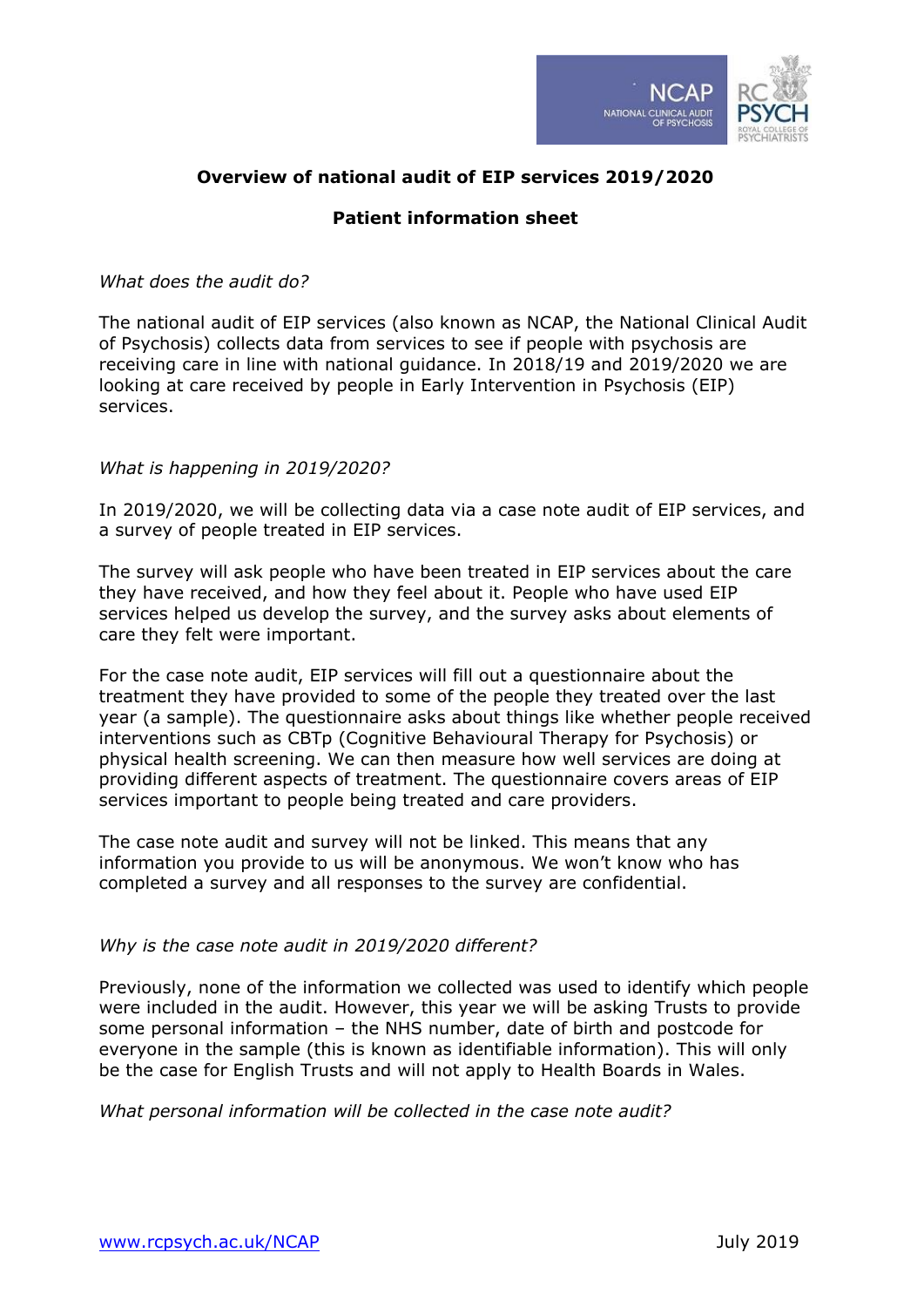# Overview of national audit of EIP services 2019/2020

## Patient information sheet

*What does the audit do?*

The national audit of EIP services (also known as NCAP, the National Clinical Audit of Psychosis) collects data from services to see if people with psychosis are receiving care in line with national guidance. In 2018/19 and 2019/2020 we are looking at care received by people in Early Intervention in Psychosis (EIP) services.

*What is happening in 2019/2020?*

In 2019/2020, we will be collecting data via a case note audit of EIP services, and a survey of people treated in EIP services.

The survey will ask people who have been treated in EIP services about the care they have received, and how they feel about it. People who have used EIP services helped us develop the survey, and the survey asks about elements of care they felt were important.

For the case note audit, EIP services will fill out a questionnaire about the treatment they have provided to some of the people they treated over the last year (a sample). The questionnaire asks about things like whether people received interventions such as CBTp (Cognitive Behavioural Therapy for Psychosis) or physical health screening. We can then measure how well services are doing at providing different aspects of treatment. The questionnaire covers areas of EIP services important to people being treated and care providers.

The case note audit and survey will not be linked. This means that any information you provide to us will be anonymous. We won't know who has completed a survey and all responses to the survey are confidential.

*Why is the case note audit in 2019/2020 different?*

Previously, none of the information we collected was used to identify which people were included in the audit. However, this year we will be asking Trusts to provide some personal information – the NHS number, date of birth and postcode for everyone in the sample (this is known as identifiable information). This will only be the case for English Trusts and will not apply to Health Boards in Wales.

*What personal information will be collected in the case note audit?*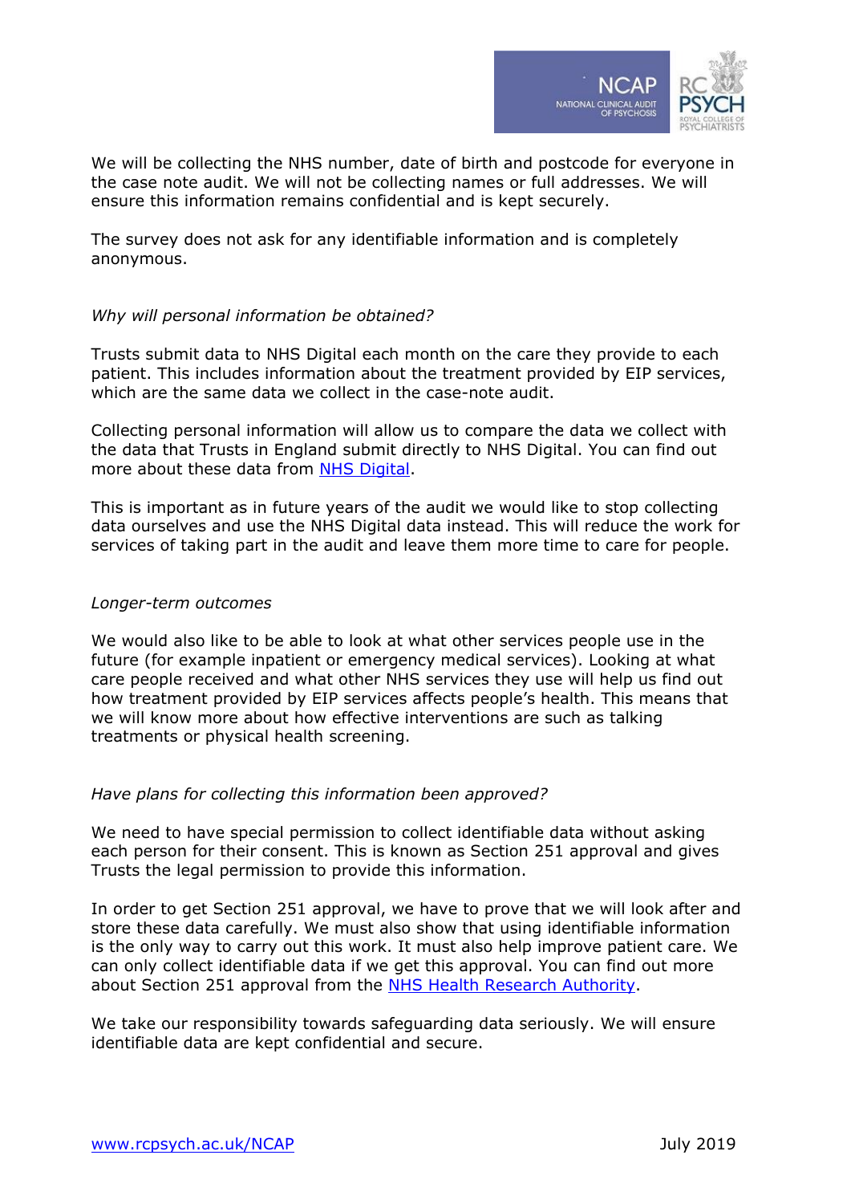We will be collecting the NHS number, date of birth and postcode for everyone in the case note audit. We will not be collecting names or full addresses. We will ensure this information remains confidential and is kept securely.

The survey does not ask for any identifiable information and is completely anonymous.

*Why will personal information be obtained?*

Trusts submit data to NHS Digital each month on the care they provide to each patient. This includes information about the treatment provided by EIP services, which are the same data we collect in the case-note audit.

Collecting personal information will allow us to compare the data we collect with the data that Trusts in England submit directly to NHS Digital. You can find out more about these data from NHS Digital.

This is important as in future years of the audit we would like to stop collecting data ourselves and use the NHS Digital data instead. This will reduce the work for services of taking part in the audit and leave them more time to care for people.

*Longer-term outcomes*

We would also like to be able to look at what other services people use in the future (for example inpatient or emergency medical services). Looking at what care people received and what other NHS services they use will help us find out how treatment provided by EIP services affects people's health. This means that we will know more about how effective interventions are such as talking treatments or physical health screening.

*Have plans for collecting this information been approved?*

We need to have special permission to collect identifiable data without asking each person for their consent. This is known as Section 251 approval and gives Trusts the legal permission to provide this information.

In order to get Section 251 approval, we have to prove that we will look after and store these data carefully. We must also show that using identifiable information is the only way to carry out this work. It must also help improve patient care. We can only collect identifiable data if we get this approval. You can find out more about Section 251 approval from the NHS Health Research Authority.

We take our responsibility towards safeguarding data seriously. We will ensure identifiable data are kept confidential and secure.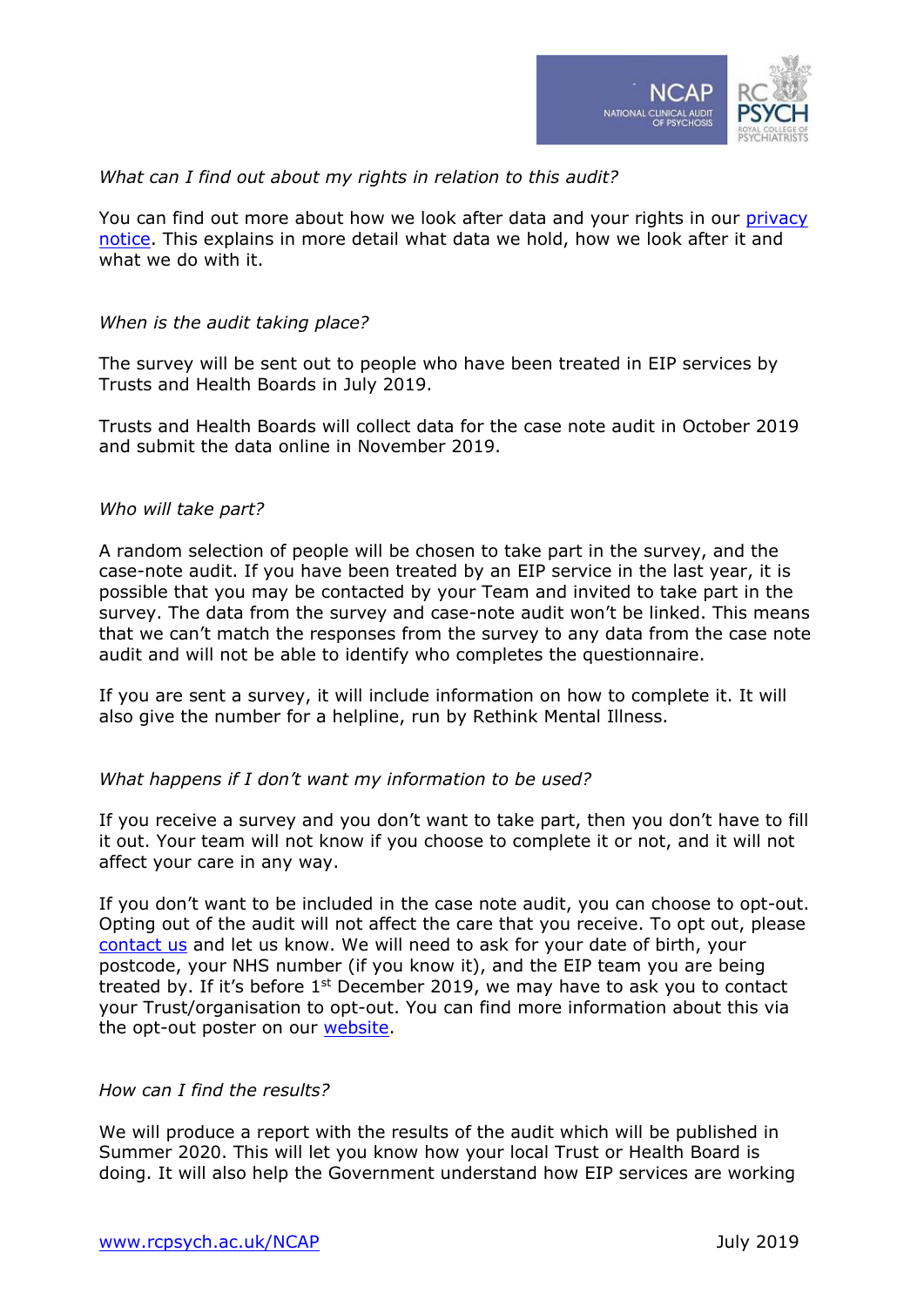*What can I find out about my rights in relation to this audit?*

You can find out more about how we look after data and your rights in our privacy notice. This explains in more detail what data we hold, how we look after it and what we do with it.

*When is the audit taking place?*

The survey will be sent out to people who have been treated in EIP services by Trusts and Health Boards in July 2019.

Trusts and Health Boards will collect data for the case note audit in October 2019 and submit the data online in November 2019.

*Who will take part?*

A random selection of people will be chosen to take part in the survey, and the case-note audit. If you have been treated by an EIP service in the last year, it is possible that you may be contacted by your Team and invited to take part in the survey. The data from the survey and case-note audit won't be linked. This means that we can't match the responses from the survey to any data from the case note audit and will not be able to identify who completes the questionnaire.

If you are sent a survey, it will include information on how to complete it. It will also give the number for a helpline, run by Rethink Mental Illness.

*What happens if I don't want my information to be used?*

If you receive a survey and you don't want to take part, then you don't have to fill it out. Your team will not know if you choose to complete it or not, and it will not affect your care in any way.

If you don't want to be included in the case note audit, you can choose to opt-out. Opting out of the audit will not affect the care that you receive. To opt out, please contact us and let us know. We will need to ask for your date of birth, your postcode, your NHS number (if you know it), and the EIP team you are being treated by. If it's before 1st December 2019, we may have to ask you to contact your Trust/organisation to opt-out. You can find more information about this via the opt-out poster on our website.

*How can I find the results?*

We will produce a report with the results of the audit which will be published in Summer 2020. This will let you know how your local Trust or Health Board is doing. It will also help the Government understand how EIP services are working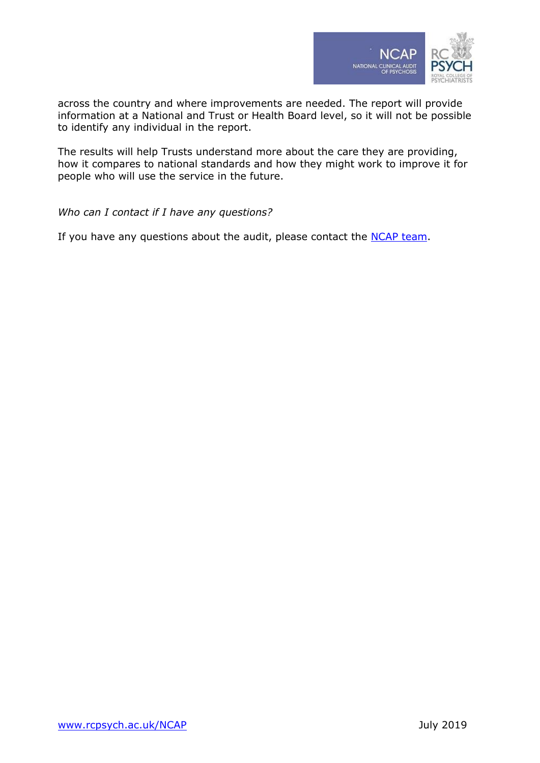across the country and where improvements are needed. The report will provide information at a National and Trust or Health Board level, so it will not be possible to identify any individual in the report.

The results will help Trusts understand more about the care they are providing, how it compares to national standards and how they might work to improve it for people who will use the service in the future.

*Who can I contact if I have any questions?*

If you have any questions about the audit, please contact the [NCAP team](#).